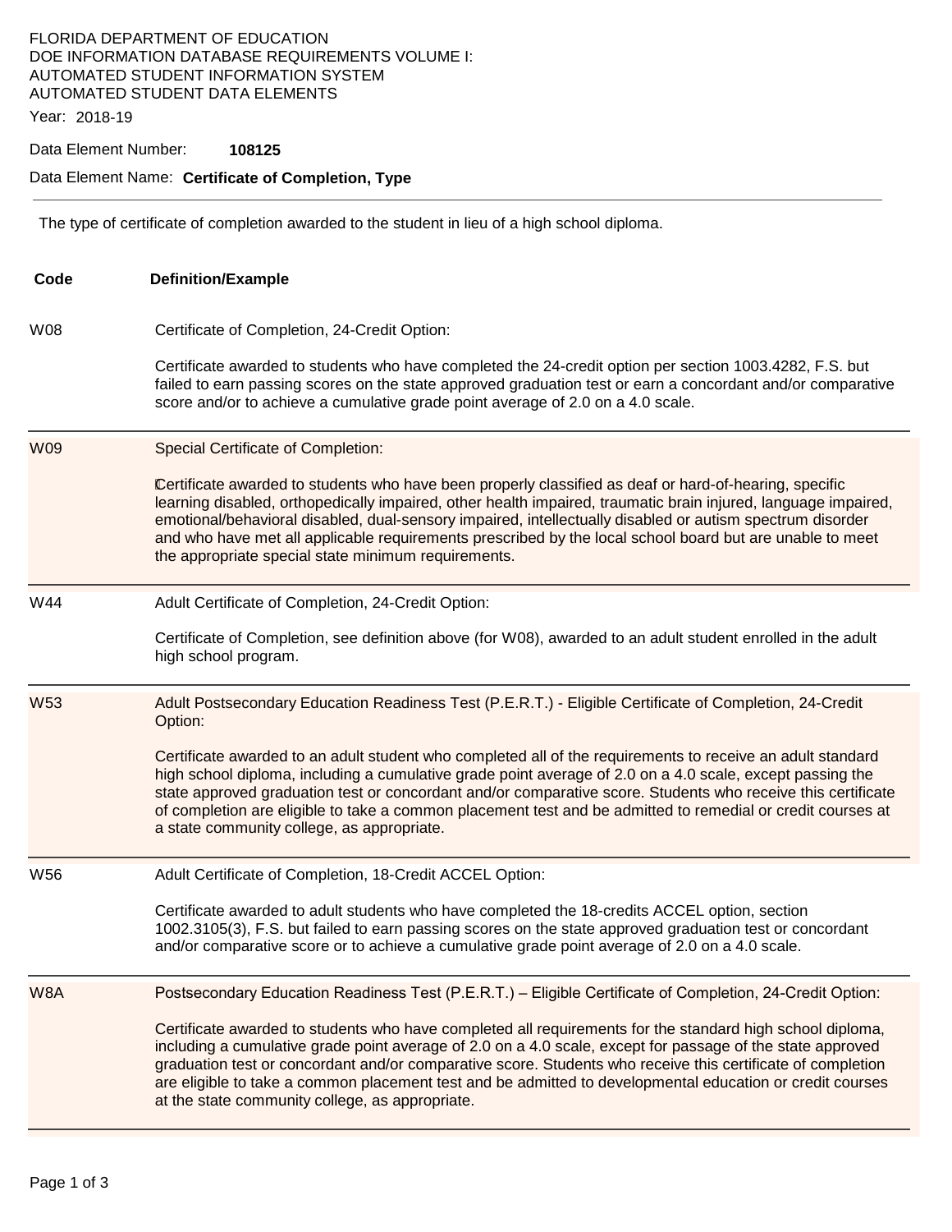FLORIDA DEPARTMENT OF EDUCATION
DOE INFORMATION DATABASE REQUIREMENTS VOLUME I:
AUTOMATED STUDENT INFORMATION SYSTEM
AUTOMATED STUDENT DATA ELEMENTS

Year: 2018-19

Data Element Number: **108125**

Data Element Name: **Certificate of Completion, Type**

---

The type of certificate of completion awarded to the student in lieu of a high school diploma.

| Code | Definition/Example |
|---|---|
| W08 | Certificate of Completion, 24-Credit Option:<br><br>Certificate awarded to students who have completed the 24-credit option per section 1003.4282, F.S. but failed to earn passing scores on the state approved graduation test or earn a concordant and/or comparative score and/or to achieve a cumulative grade point average of 2.0 on a 4.0 scale. |
| W09 | Special Certificate of Completion:<br><br>Certificate awarded to students who have been properly classified as deaf or hard-of-hearing, specific learning disabled, orthopedically impaired, other health impaired, traumatic brain injured, language impaired, emotional/behavioral disabled, dual-sensory impaired, intellectually disabled or autism spectrum disorder and who have met all applicable requirements prescribed by the local school board but are unable to meet the appropriate special state minimum requirements. |
| W44 | Adult Certificate of Completion, 24-Credit Option:<br><br>Certificate of Completion, see definition above (for W08), awarded to an adult student enrolled in the adult high school program. |
| W53 | Adult Postsecondary Education Readiness Test (P.E.R.T.) - Eligible Certificate of Completion, 24-Credit Option:<br><br>Certificate awarded to an adult student who completed all of the requirements to receive an adult standard high school diploma, including a cumulative grade point average of 2.0 on a 4.0 scale, except passing the state approved graduation test or concordant and/or comparative score. Students who receive this certificate of completion are eligible to take a common placement test and be admitted to remedial or credit courses at a state community college, as appropriate. |
| W56 | Adult Certificate of Completion, 18-Credit ACCEL Option:<br><br>Certificate awarded to adult students who have completed the 18-credits ACCEL option, section 1002.3105(3), F.S. but failed to earn passing scores on the state approved graduation test or concordant and/or comparative score or to achieve a cumulative grade point average of 2.0 on a 4.0 scale. |
| W8A | Postsecondary Education Readiness Test (P.E.R.T.) – Eligible Certificate of Completion, 24-Credit Option:<br><br>Certificate awarded to students who have completed all requirements for the standard high school diploma, including a cumulative grade point average of 2.0 on a 4.0 scale, except for passage of the state approved graduation test or concordant and/or comparative score. Students who receive this certificate of completion are eligible to take a common placement test and be admitted to developmental education or credit courses at the state community college, as appropriate. |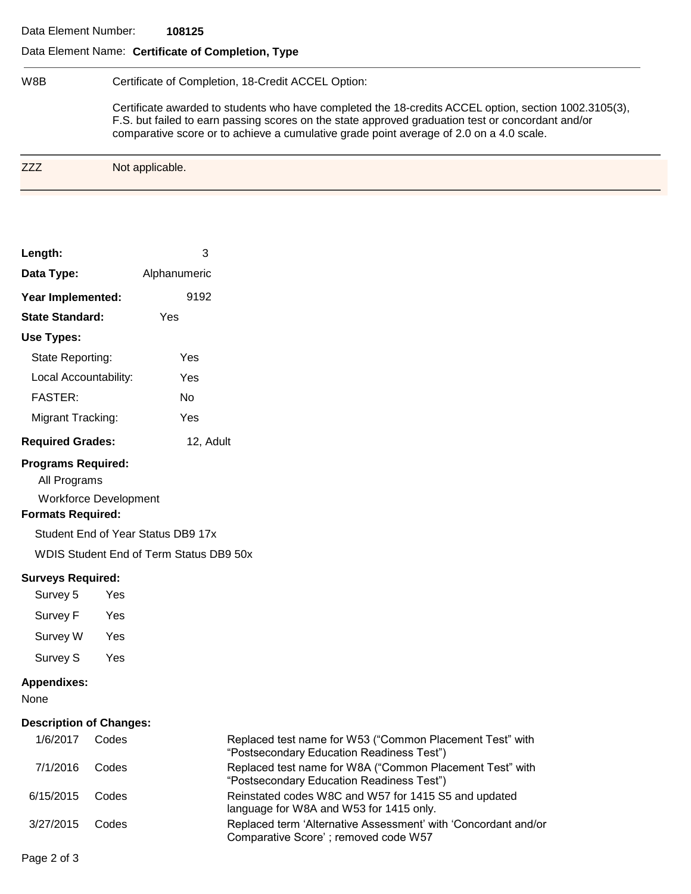Data Element Number: **108125**

Data Element Name: **Certificate of Completion, Type**

| Code | Description |
|---|---|
| W8B | Certificate of Completion, 18-Credit ACCEL Option:<br><br>Certificate awarded to students who have completed the 18-credits ACCEL option, section 1002.3105(3), F.S. but failed to earn passing scores on the state approved graduation test or concordant and/or comparative score or to achieve a cumulative grade point average of 2.0 on a 4.0 scale. |
| ZZZ | Not applicable. |

**Length:** 3

**Data Type:** Alphanumeric

**Year Implemented:** 9192

**State Standard:** Yes

**Use Types:**

- State Reporting: Yes
- Local Accountability: Yes
- FASTER: No
- Migrant Tracking: Yes

**Required Grades:** 12, Adult

**Programs Required:**

- All Programs
- Workforce Development

**Formats Required:**

- Student End of Year Status DB9 17x
- WDIS Student End of Term Status DB9 50x

**Surveys Required:**

- Survey 5 Yes
- Survey F Yes
- Survey W Yes
- Survey S Yes

**Appendixes:**

None

**Description of Changes:**

| Date | Type | Description |
|---|---|---|
| 1/6/2017 | Codes | Replaced test name for W53 ("Common Placement Test" with "Postsecondary Education Readiness Test") |
| 7/1/2016 | Codes | Replaced test name for W8A ("Common Placement Test" with "Postsecondary Education Readiness Test") |
| 6/15/2015 | Codes | Reinstated codes W8C and W57 for 1415 S5 and updated language for W8A and W53 for 1415 only. |
| 3/27/2015 | Codes | Replaced term 'Alternative Assessment' with 'Concordant and/or Comparative Score' ; removed code W57 |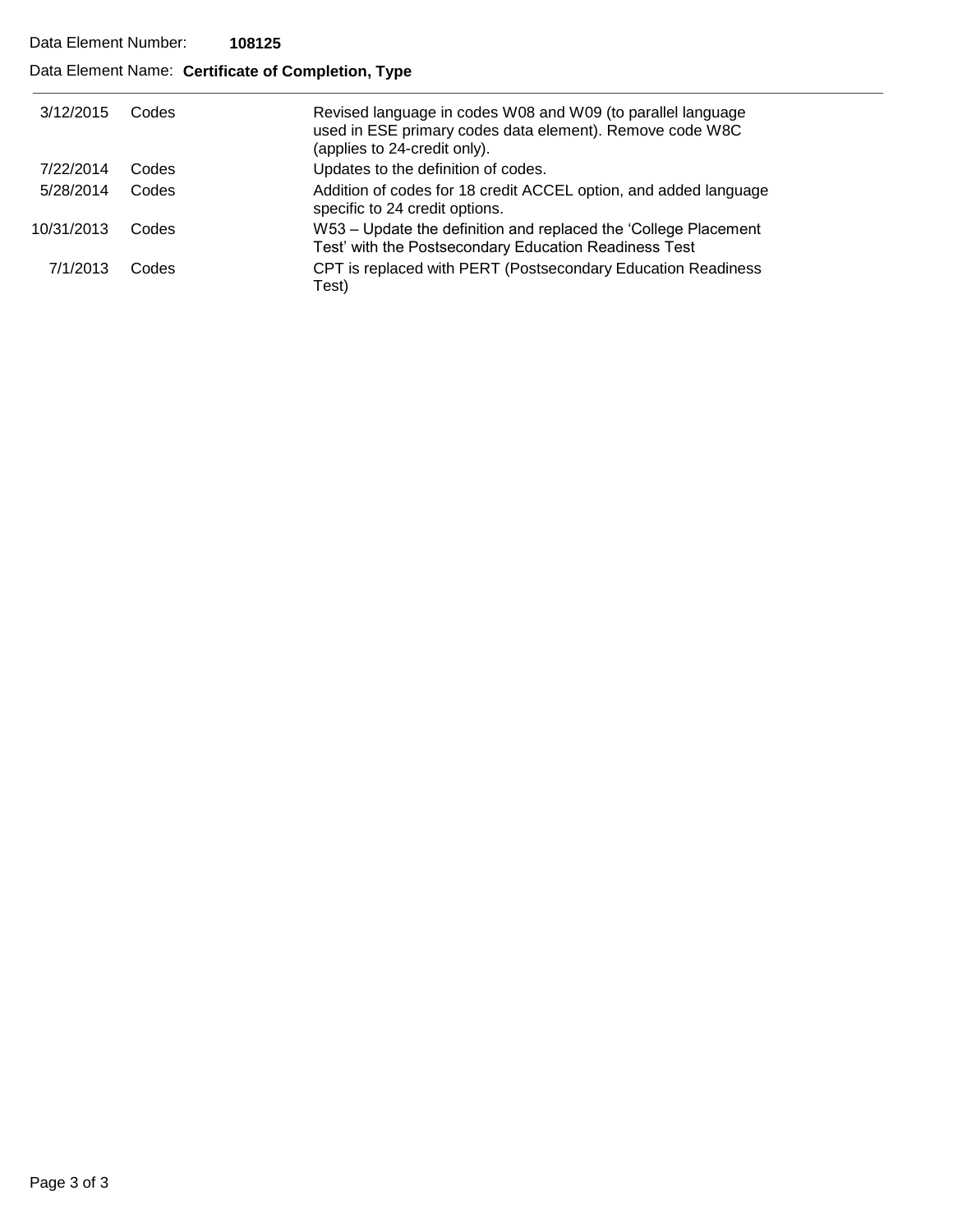| | | |
|---|---|---|
| 3/12/2015 | Codes | Revised language in codes W08 and W09 (to parallel language used in ESE primary codes data element). Remove code W8C (applies to 24-credit only). |
| 7/22/2014 | Codes | Updates to the definition of codes. |
| 5/28/2014 | Codes | Addition of codes for 18 credit ACCEL option, and added language specific to 24 credit options. |
| 10/31/2013 | Codes | W53 – Update the definition and replaced the 'College Placement Test' with the Postsecondary Education Readiness Test |
| 7/1/2013 | Codes | CPT is replaced with PERT (Postsecondary Education Readiness Test) |